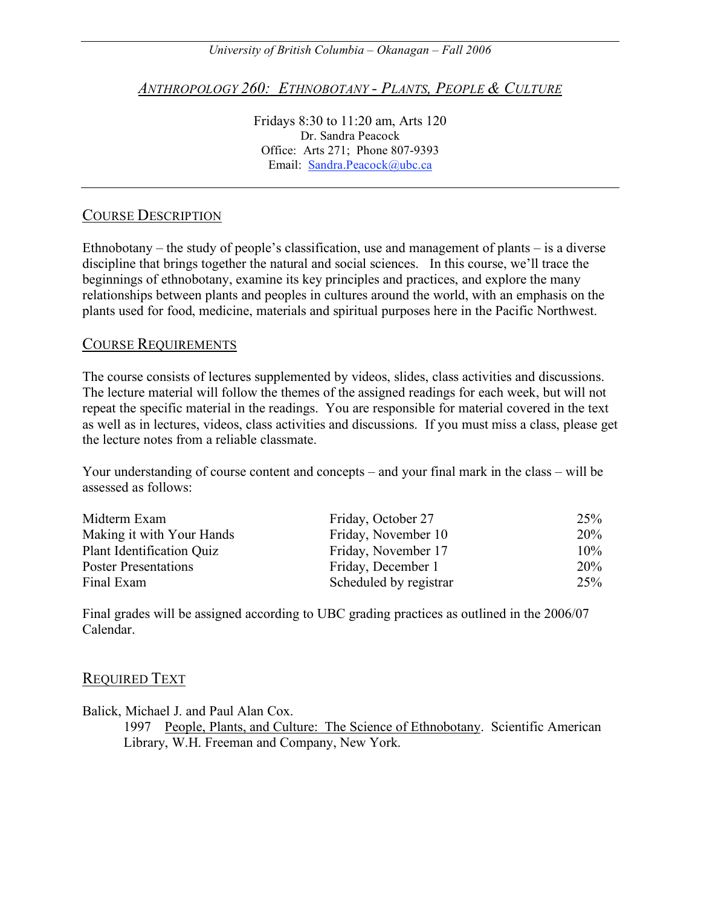*University of British Columbia – Okanagan – Fall 2006*

# *ANTHROPOLOGY 260: ETHNOBOTANY - PLANTS, PEOPLE & CULTURE*

Fridays 8:30 to 11:20 am, Arts 120
Dr. Sandra Peacock
Office: Arts 271; Phone 807-9393
Email: Sandra.Peacock@ubc.ca

## COURSE DESCRIPTION

Ethnobotany – the study of people's classification, use and management of plants – is a diverse discipline that brings together the natural and social sciences. In this course, we'll trace the beginnings of ethnobotany, examine its key principles and practices, and explore the many relationships between plants and peoples in cultures around the world, with an emphasis on the plants used for food, medicine, materials and spiritual purposes here in the Pacific Northwest.

## COURSE REQUIREMENTS

The course consists of lectures supplemented by videos, slides, class activities and discussions. The lecture material will follow the themes of the assigned readings for each week, but will not repeat the specific material in the readings. You are responsible for material covered in the text as well as in lectures, videos, class activities and discussions. If you must miss a class, please get the lecture notes from a reliable classmate.

Your understanding of course content and concepts – and your final mark in the class – will be assessed as follows:

| | | |
|---|---|---|
| Midterm Exam | Friday, October 27 | 25% |
| Making it with Your Hands | Friday, November 10 | 20% |
| Plant Identification Quiz | Friday, November 17 | 10% |
| Poster Presentations | Friday, December 1 | 20% |
| Final Exam | Scheduled by registrar | 25% |

Final grades will be assigned according to UBC grading practices as outlined in the 2006/07 Calendar.

## REQUIRED TEXT

Balick, Michael J. and Paul Alan Cox.
1997 People, Plants, and Culture: The Science of Ethnobotany. Scientific American Library, W.H. Freeman and Company, New York.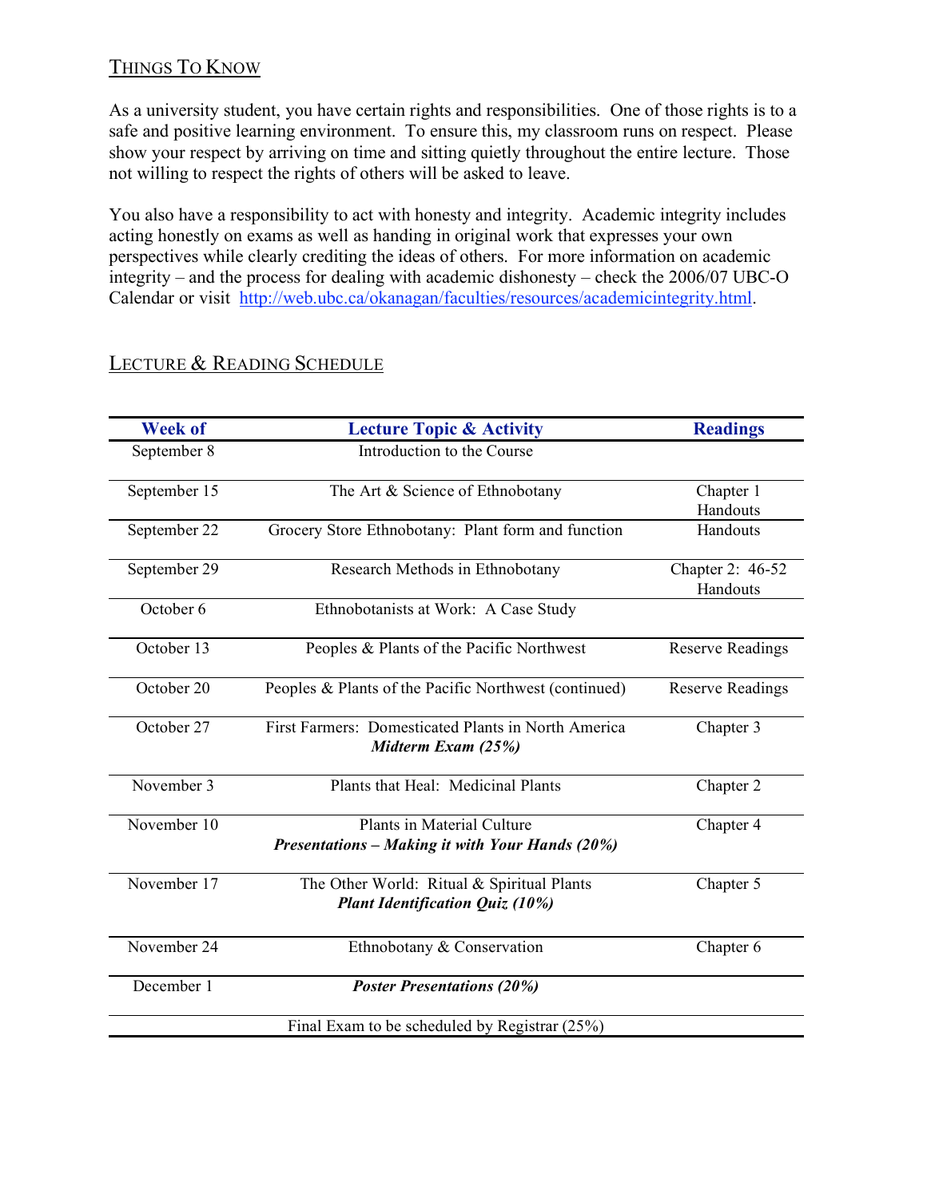## Things To Know

As a university student, you have certain rights and responsibilities. One of those rights is to a safe and positive learning environment. To ensure this, my classroom runs on respect. Please show your respect by arriving on time and sitting quietly throughout the entire lecture. Those not willing to respect the rights of others will be asked to leave.

You also have a responsibility to act with honesty and integrity. Academic integrity includes acting honestly on exams as well as handing in original work that expresses your own perspectives while clearly crediting the ideas of others. For more information on academic integrity – and the process for dealing with academic dishonesty – check the 2006/07 UBC-O Calendar or visit http://web.ubc.ca/okanagan/faculties/resources/academicintegrity.html.

## Lecture & Reading Schedule

| Week of | Lecture Topic & Activity | Readings |
|---|---|---|
| September 8 | Introduction to the Course | |
| September 15 | The Art & Science of Ethnobotany | Chapter 1<br>Handouts |
| September 22 | Grocery Store Ethnobotany: Plant form and function | Handouts |
| September 29 | Research Methods in Ethnobotany | Chapter 2: 46-52<br>Handouts |
| October 6 | Ethnobotanists at Work: A Case Study | |
| October 13 | Peoples & Plants of the Pacific Northwest | Reserve Readings |
| October 20 | Peoples & Plants of the Pacific Northwest (continued) | Reserve Readings |
| October 27 | First Farmers: Domesticated Plants in North America<br>***Midterm Exam (25%)*** | Chapter 3 |
| November 3 | Plants that Heal: Medicinal Plants | Chapter 2 |
| November 10 | Plants in Material Culture<br>***Presentations – Making it with Your Hands (20%)*** | Chapter 4 |
| November 17 | The Other World: Ritual & Spiritual Plants<br>***Plant Identification Quiz (10%)*** | Chapter 5 |
| November 24 | Ethnobotany & Conservation | Chapter 6 |
| December 1 | ***Poster Presentations (20%)*** | |
| Final Exam to be scheduled by Registrar (25%) | | |